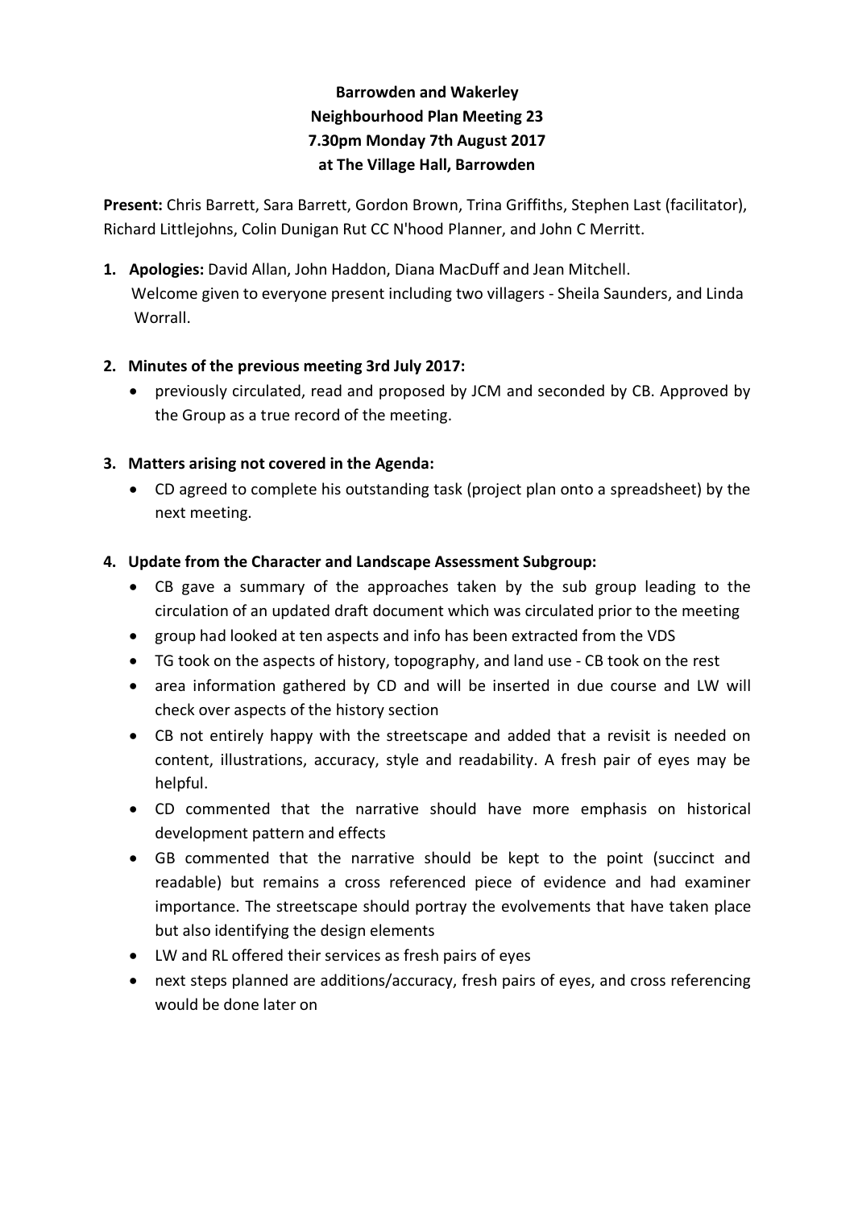**Barrowden and Wakerley**
**Neighbourhood Plan Meeting 23**
**7.30pm Monday 7th August 2017**
**at The Village Hall, Barrowden**

**Present:** Chris Barrett, Sara Barrett, Gordon Brown, Trina Griffiths, Stephen Last (facilitator), Richard Littlejohns, Colin Dunigan Rut CC N'hood Planner, and John C Merritt.

1. **Apologies:** David Allan, John Haddon, Diana MacDuff and Jean Mitchell.
   Welcome given to everyone present including two villagers - Sheila Saunders, and Linda Worrall.

2. **Minutes of the previous meeting 3rd July 2017:**
   - previously circulated, read and proposed by JCM and seconded by CB. Approved by the Group as a true record of the meeting.

3. **Matters arising not covered in the Agenda:**
   - CD agreed to complete his outstanding task (project plan onto a spreadsheet) by the next meeting.

4. **Update from the Character and Landscape Assessment Subgroup:**
   - CB gave a summary of the approaches taken by the sub group leading to the circulation of an updated draft document which was circulated prior to the meeting
   - group had looked at ten aspects and info has been extracted from the VDS
   - TG took on the aspects of history, topography, and land use - CB took on the rest
   - area information gathered by CD and will be inserted in due course and LW will check over aspects of the history section
   - CB not entirely happy with the streetscape and added that a revisit is needed on content, illustrations, accuracy, style and readability. A fresh pair of eyes may be helpful.
   - CD commented that the narrative should have more emphasis on historical development pattern and effects
   - GB commented that the narrative should be kept to the point (succinct and readable) but remains a cross referenced piece of evidence and had examiner importance. The streetscape should portray the evolvements that have taken place but also identifying the design elements
   - LW and RL offered their services as fresh pairs of eyes
   - next steps planned are additions/accuracy, fresh pairs of eyes, and cross referencing would be done later on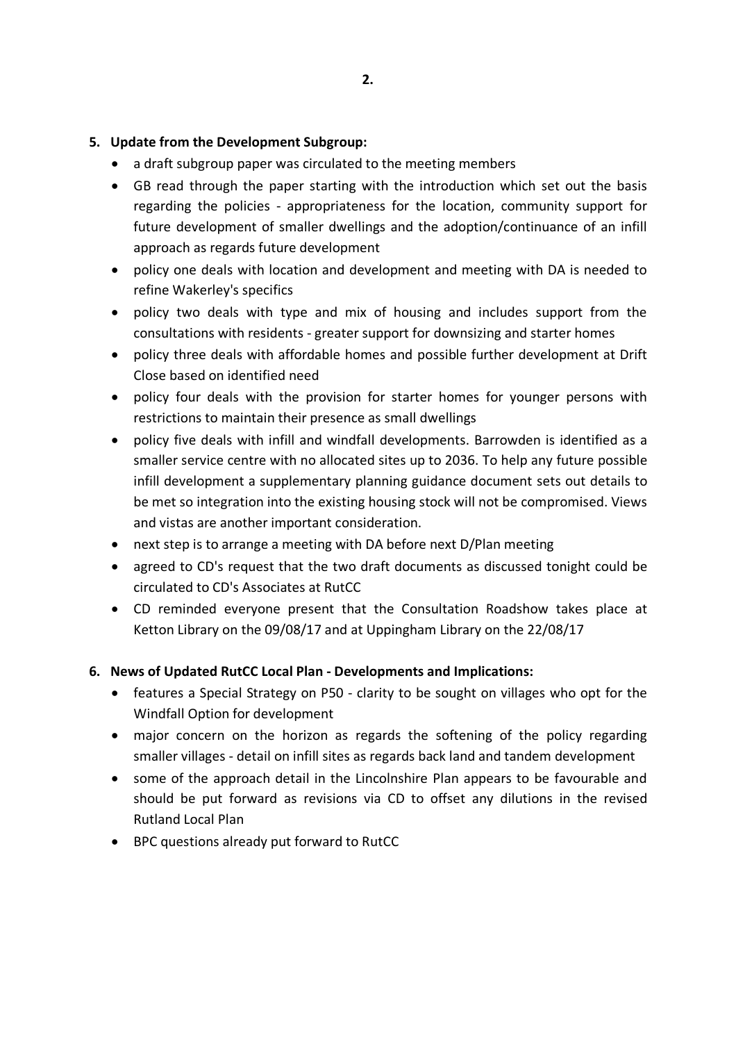**5. Update from the Development Subgroup:**

- a draft subgroup paper was circulated to the meeting members
- GB read through the paper starting with the introduction which set out the basis regarding the policies - appropriateness for the location, community support for future development of smaller dwellings and the adoption/continuance of an infill approach as regards future development
- policy one deals with location and development and meeting with DA is needed to refine Wakerley's specifics
- policy two deals with type and mix of housing and includes support from the consultations with residents - greater support for downsizing and starter homes
- policy three deals with affordable homes and possible further development at Drift Close based on identified need
- policy four deals with the provision for starter homes for younger persons with restrictions to maintain their presence as small dwellings
- policy five deals with infill and windfall developments. Barrowden is identified as a smaller service centre with no allocated sites up to 2036. To help any future possible infill development a supplementary planning guidance document sets out details to be met so integration into the existing housing stock will not be compromised. Views and vistas are another important consideration.
- next step is to arrange a meeting with DA before next D/Plan meeting
- agreed to CD's request that the two draft documents as discussed tonight could be circulated to CD's Associates at RutCC
- CD reminded everyone present that the Consultation Roadshow takes place at Ketton Library on the 09/08/17 and at Uppingham Library on the 22/08/17

**6. News of Updated RutCC Local Plan - Developments and Implications:**

- features a Special Strategy on P50 - clarity to be sought on villages who opt for the Windfall Option for development
- major concern on the horizon as regards the softening of the policy regarding smaller villages - detail on infill sites as regards back land and tandem development
- some of the approach detail in the Lincolnshire Plan appears to be favourable and should be put forward as revisions via CD to offset any dilutions in the revised Rutland Local Plan
- BPC questions already put forward to RutCC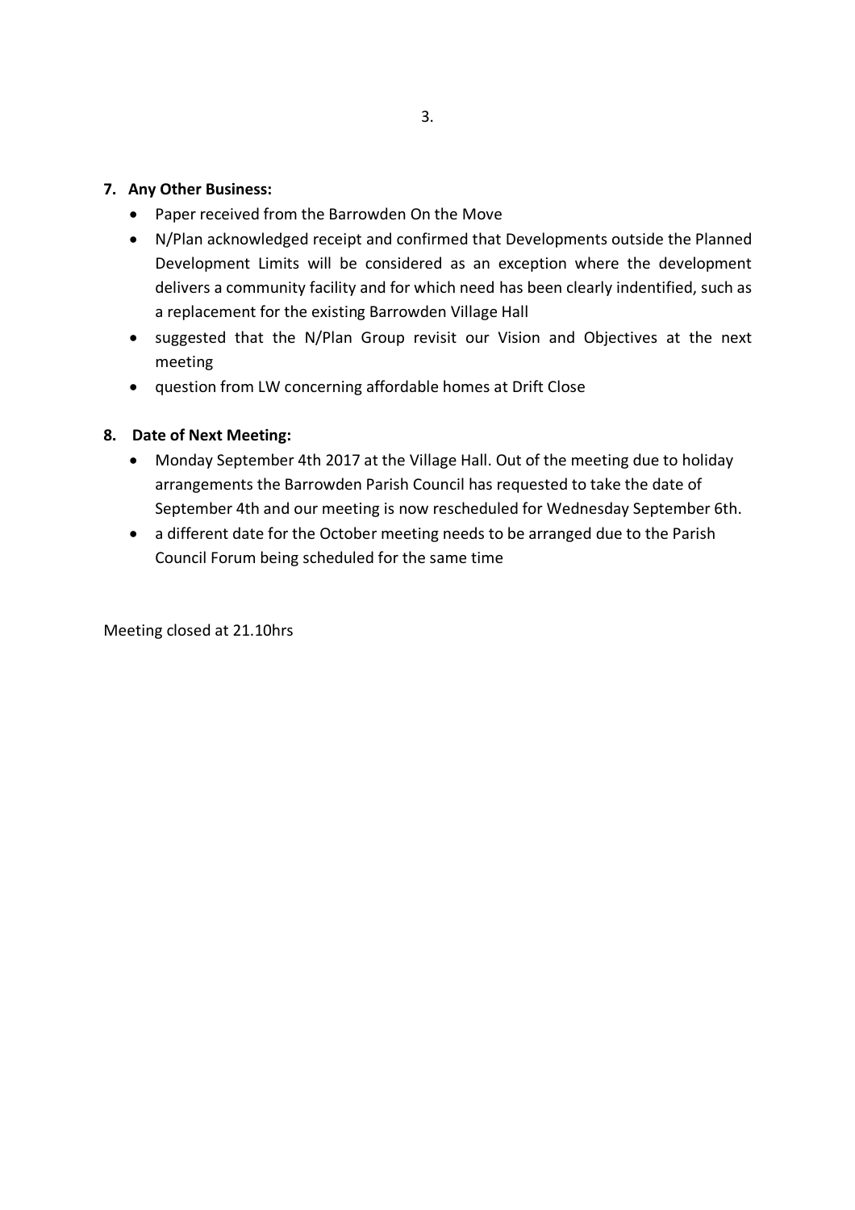**7. Any Other Business:**

- Paper received from the Barrowden On the Move
- N/Plan acknowledged receipt and confirmed that Developments outside the Planned Development Limits will be considered as an exception where the development delivers a community facility and for which need has been clearly indentified, such as a replacement for the existing Barrowden Village Hall
- suggested that the N/Plan Group revisit our Vision and Objectives at the next meeting
- question from LW concerning affordable homes at Drift Close

**8. Date of Next Meeting:**

- Monday September 4th 2017 at the Village Hall. Out of the meeting due to holiday arrangements the Barrowden Parish Council has requested to take the date of September 4th and our meeting is now rescheduled for Wednesday September 6th.
- a different date for the October meeting needs to be arranged due to the Parish Council Forum being scheduled for the same time

Meeting closed at 21.10hrs